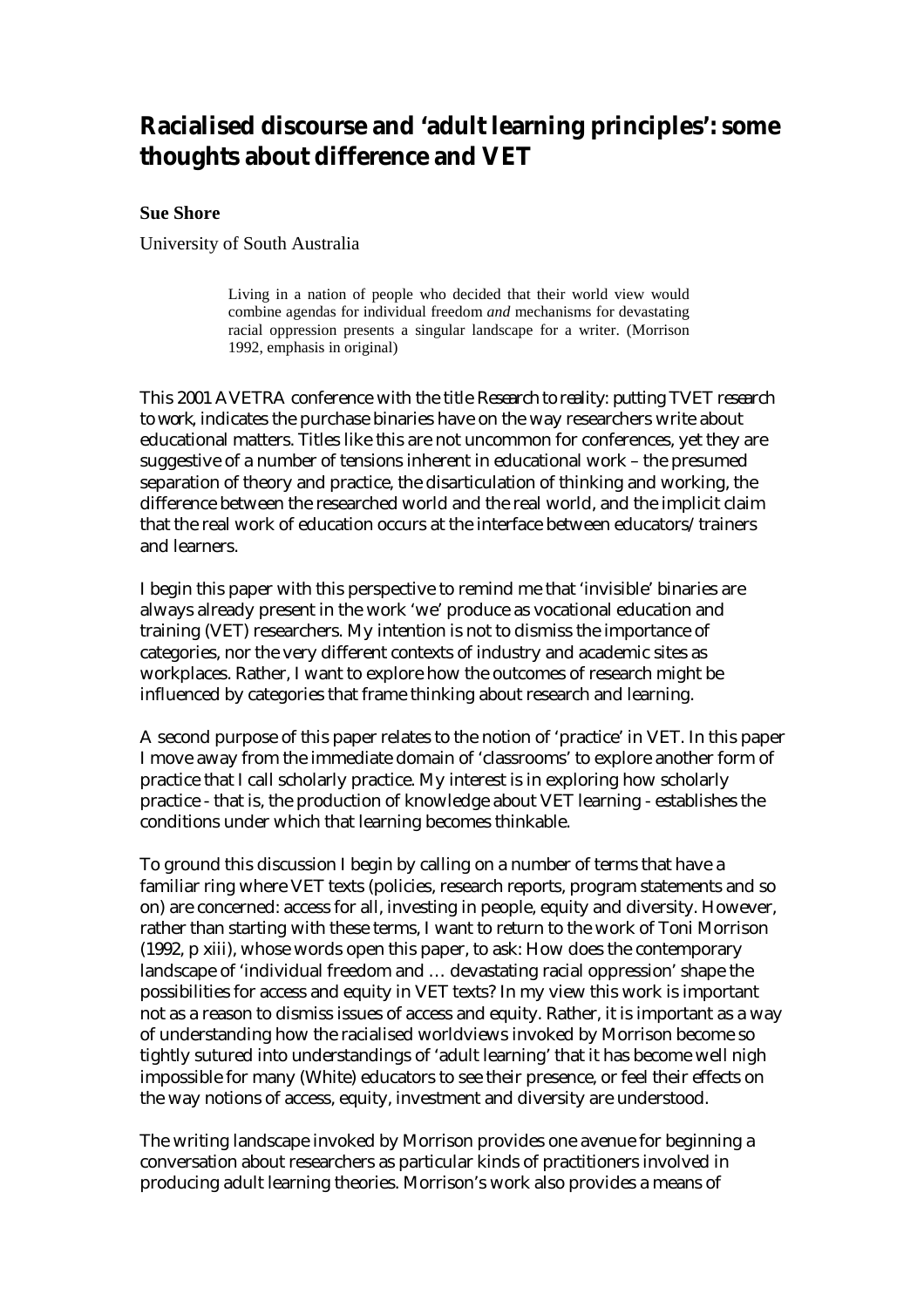# Racialised discourse and 'adult learning principles': some thoughts about difference and VET

**Sue Shore**

University of South Australia

> Living in a nation of people who decided that their world view would combine agendas for individual freedom *and* mechanisms for devastating racial oppression presents a singular landscape for a writer. (Morrison 1992, emphasis in original)

This 2001 AVETRA conference with the title *Research to reality: putting TVET research to work*, indicates the purchase binaries have on the way researchers write about educational matters. Titles like this are not uncommon for conferences, yet they are suggestive of a number of tensions inherent in educational work – the presumed separation of theory and practice, the disarticulation of thinking and working, the difference between the researched world and the real world, and the implicit claim that the real work of education occurs at the interface between educators/trainers and learners.

I begin this paper with this perspective to remind me that 'invisible' binaries are always already present in the work 'we' produce as vocational education and training (VET) researchers. My intention is not to dismiss the importance of categories, nor the very different contexts of industry and academic sites as workplaces. Rather, I want to explore how the outcomes of research might be influenced by categories that frame thinking about research and learning.

A second purpose of this paper relates to the notion of 'practice' in VET. In this paper I move away from the immediate domain of 'classrooms' to explore another form of practice that I call scholarly practice. My interest is in exploring how scholarly practice - that is, the production of knowledge about VET learning - establishes the conditions under which that learning becomes thinkable.

To ground this discussion I begin by calling on a number of terms that have a familiar ring where VET texts (policies, research reports, program statements and so on) are concerned: access for all, investing in people, equity and diversity. However, rather than starting with these terms, I want to return to the work of Toni Morrison (1992, p xiii), whose words open this paper, to ask: How does the contemporary landscape of 'individual freedom and … devastating racial oppression' shape the possibilities for access and equity in VET texts? In my view this work is important not as a reason to dismiss issues of access and equity. Rather, it is important as a way of understanding how the racialised worldviews invoked by Morrison become so tightly sutured into understandings of 'adult learning' that it has become well nigh impossible for many (White) educators to see their presence, or feel their effects on the way notions of access, equity, investment and diversity are understood.

The writing landscape invoked by Morrison provides one avenue for beginning a conversation about researchers as particular kinds of practitioners involved in producing adult learning theories. Morrison's work also provides a means of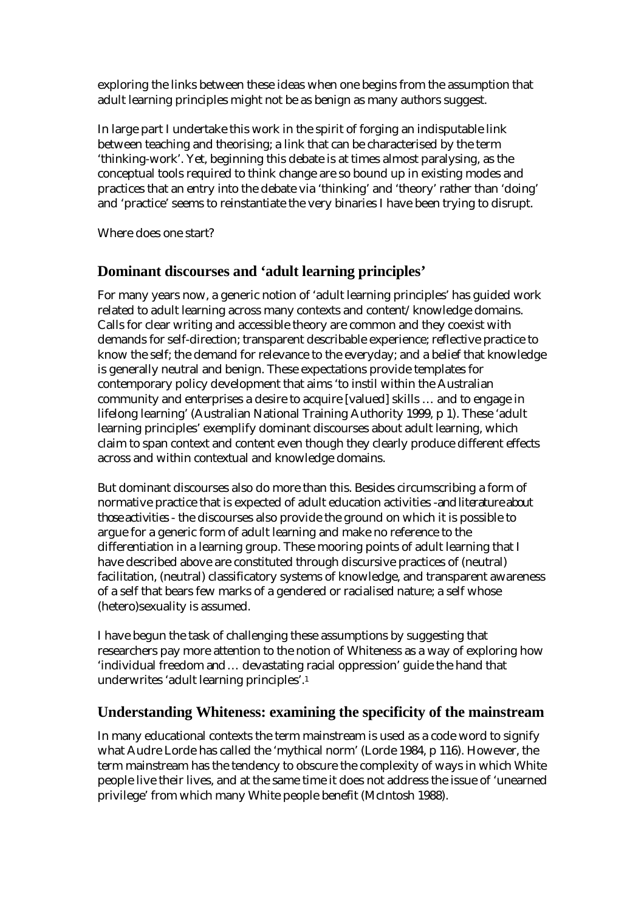exploring the links between these ideas when one begins from the assumption that adult learning principles might not be as benign as many authors suggest.

In large part I undertake this work in the spirit of forging an indisputable link between teaching and theorising; a link that can be characterised by the term 'thinking-work'. Yet, beginning this debate is at times almost paralysing, as the conceptual tools required to think change are so bound up in existing modes and practices that an entry into the debate via 'thinking' and 'theory' rather than 'doing' and 'practice' seems to reinstantiate the very binaries I have been trying to disrupt.

Where does one start?

## Dominant discourses and 'adult learning principles'

For many years now, a generic notion of 'adult learning principles' has guided work related to adult learning across many contexts and content/knowledge domains. Calls for clear writing and accessible theory are common and they coexist with demands for self-direction; transparent describable experience; reflective practice to know the self; the demand for relevance to the everyday; and a belief that knowledge is generally neutral and benign. These expectations provide templates for contemporary policy development that aims 'to instil within the Australian community and enterprises a desire to acquire [valued] skills … and to engage in lifelong learning' (Australian National Training Authority 1999, p 1). These 'adult learning principles' exemplify dominant discourses about adult learning, which claim to span context and content even though they clearly produce different effects across and within contextual and knowledge domains.

But dominant discourses also do more than this. Besides circumscribing a form of normative practice that is expected of adult education activities -*and literature about those activities* - the discourses also provide the ground on which it is possible to argue for a generic form of adult learning and make no reference to the differentiation in a learning group. These mooring points of adult learning that I have described above are constituted through discursive practices of (neutral) facilitation, (neutral) classificatory systems of knowledge, and transparent awareness of a self that bears few marks of a gendered or racialised nature; a self whose (hetero)sexuality is assumed.

I have begun the task of challenging these assumptions by suggesting that researchers pay more attention to the notion of Whiteness as a way of exploring how 'individual freedom and … devastating racial oppression' guide the hand that underwrites 'adult learning principles'.[1]

## Understanding Whiteness: examining the specificity of the mainstream

In many educational contexts the term mainstream is used as a code word to signify what Audre Lorde has called the 'mythical norm' (Lorde 1984, p 116). However, the term mainstream has the tendency to obscure the complexity of ways in which White people live their lives, and at the same time it does not address the issue of 'unearned privilege' from which many White people benefit (McIntosh 1988).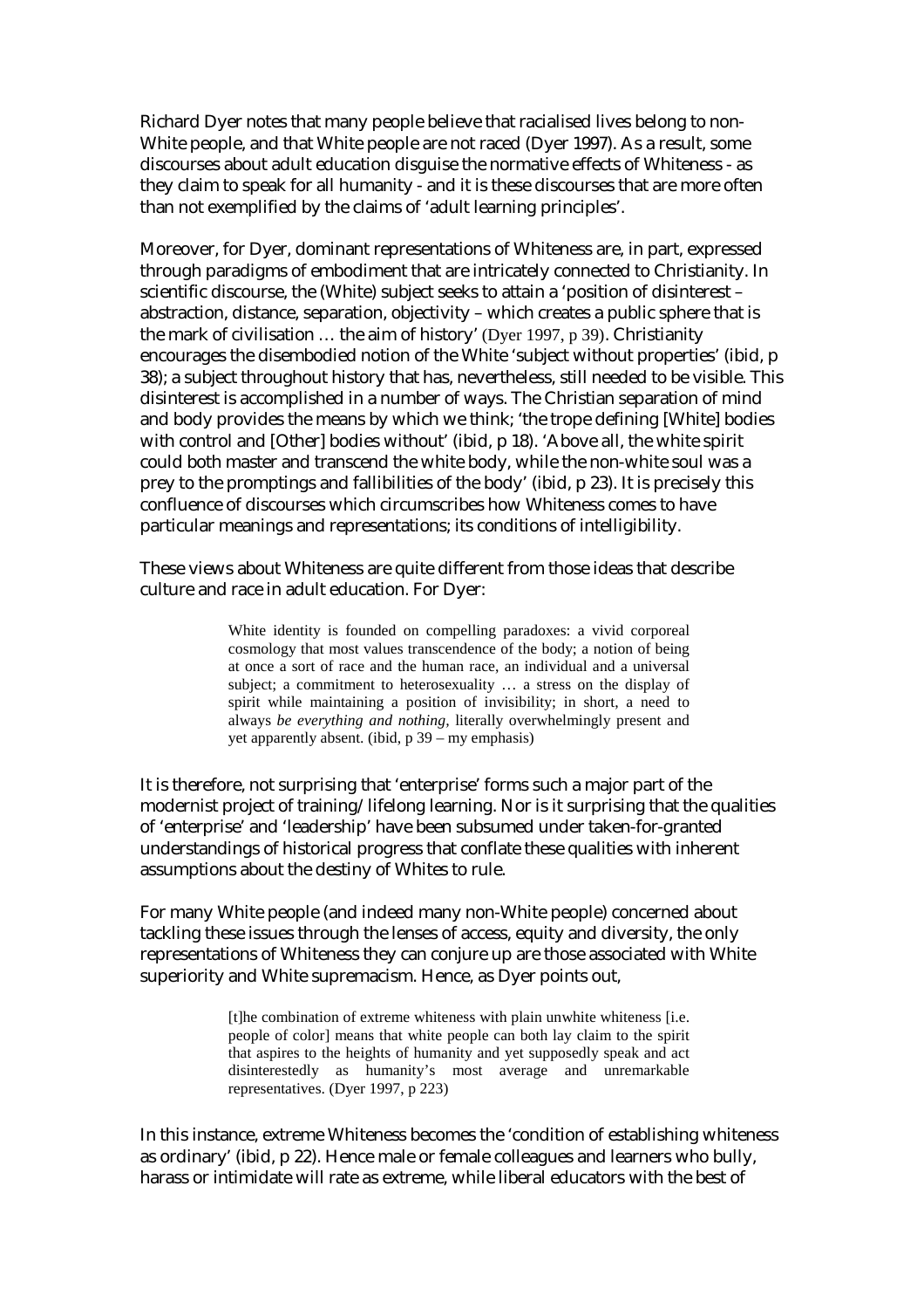Richard Dyer notes that many people believe that racialised lives belong to non-White people, and that White people are not raced (Dyer 1997). As a result, some discourses about adult education disguise the normative effects of Whiteness - as they claim to speak for all humanity - and it is these discourses that are more often than not exemplified by the claims of 'adult learning principles'.

Moreover, for Dyer, dominant representations of Whiteness are, in part, expressed through paradigms of embodiment that are intricately connected to Christianity. In scientific discourse, the (White) subject seeks to attain a 'position of disinterest – abstraction, distance, separation, objectivity – which creates a public sphere that is the mark of civilisation … the aim of history' (Dyer 1997, p 39). Christianity encourages the disembodied notion of the White 'subject without properties' (ibid, p 38); a subject throughout history that has, nevertheless, still needed to be visible. This disinterest is accomplished in a number of ways. The Christian separation of mind and body provides the means by which we think; 'the trope defining [White] bodies with control and [Other] bodies without' (ibid, p 18). 'Above all, the white spirit could both master and transcend the white body, while the non-white soul was a prey to the promptings and fallibilities of the body' (ibid, p 23). It is precisely this confluence of discourses which circumscribes how Whiteness comes to have particular meanings and representations; its conditions of intelligibility.

These views about Whiteness are quite different from those ideas that describe culture and race in adult education. For Dyer:

> White identity is founded on compelling paradoxes: a vivid corporeal cosmology that most values transcendence of the body; a notion of being at once a sort of race and the human race, an individual and a universal subject; a commitment to heterosexuality … a stress on the display of spirit while maintaining a position of invisibility; in short, a need to always *be everything and nothing*, literally overwhelmingly present and yet apparently absent. (ibid, p 39 – my emphasis)

It is therefore, not surprising that 'enterprise' forms such a major part of the modernist project of training/ lifelong learning. Nor is it surprising that the qualities of 'enterprise' and 'leadership' have been subsumed under taken-for-granted understandings of historical progress that conflate these qualities with inherent assumptions about the destiny of Whites to rule.

For many White people (and indeed many non-White people) concerned about tackling these issues through the lenses of access, equity and diversity, the only representations of Whiteness they can conjure up are those associated with White superiority and White supremacism. Hence, as Dyer points out,

> [t]he combination of extreme whiteness with plain unwhite whiteness [i.e. people of color] means that white people can both lay claim to the spirit that aspires to the heights of humanity and yet supposedly speak and act disinterestedly as humanity's most average and unremarkable representatives. (Dyer 1997, p 223)

In this instance, extreme Whiteness becomes the 'condition of establishing whiteness as ordinary' (ibid, p 22). Hence male or female colleagues and learners who bully, harass or intimidate will rate as extreme, while liberal educators with the best of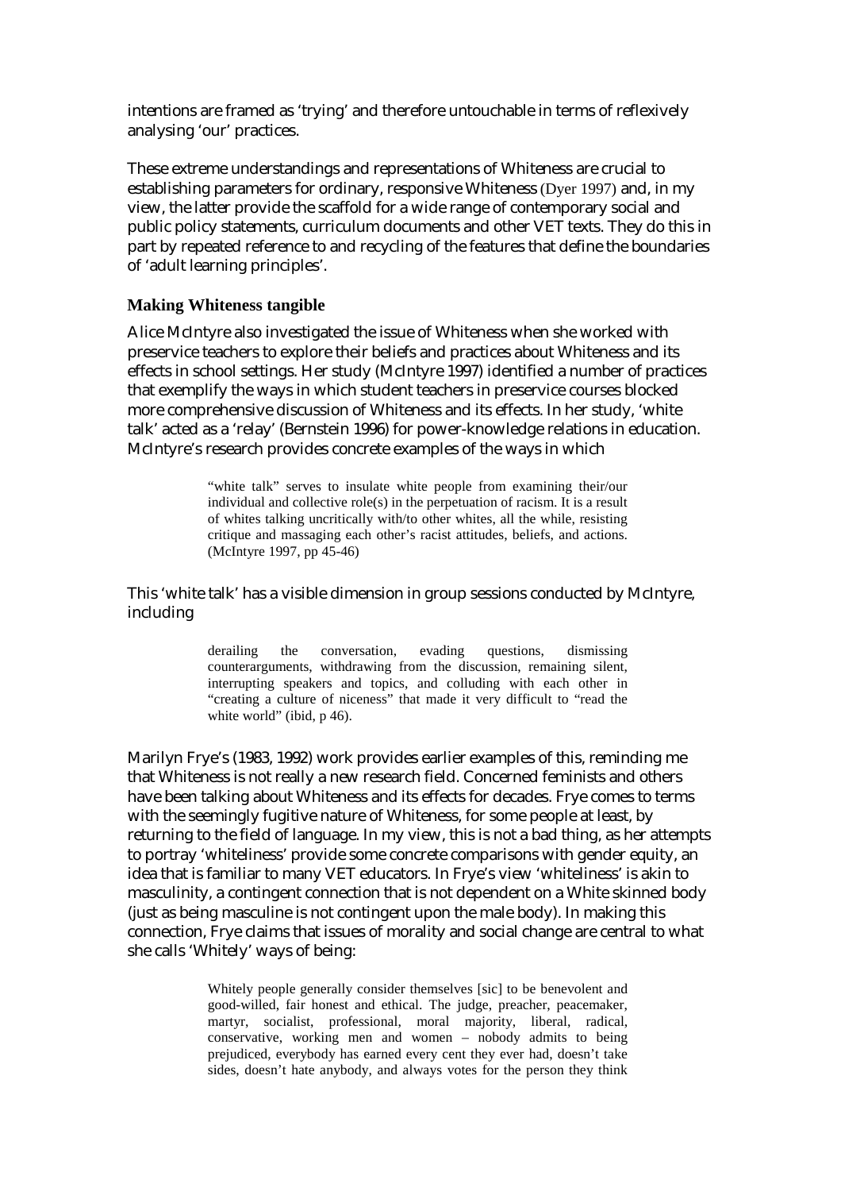intentions are framed as 'trying' and therefore untouchable in terms of reflexively analysing 'our' practices.

These extreme understandings and representations of Whiteness are crucial to establishing parameters for ordinary, responsive Whiteness (Dyer 1997) and, in my view, the latter provide the scaffold for a wide range of contemporary social and public policy statements, curriculum documents and other VET texts. They do this in part by repeated reference to and recycling of the features that define the boundaries of 'adult learning principles'.

### Making Whiteness tangible

Alice McIntyre also investigated the issue of Whiteness when she worked with preservice teachers to explore their beliefs and practices about Whiteness and its effects in school settings. Her study (McIntyre 1997) identified a number of practices that exemplify the ways in which student teachers in preservice courses blocked more comprehensive discussion of Whiteness and its effects. In her study, 'white talk' acted as a 'relay' (Bernstein 1996) for power-knowledge relations in education. McIntyre's research provides concrete examples of the ways in which

> "white talk" serves to insulate white people from examining their/our individual and collective role(s) in the perpetuation of racism. It is a result of whites talking uncritically with/to other whites, all the while, resisting critique and massaging each other's racist attitudes, beliefs, and actions. (McIntyre 1997, pp 45-46)

This 'white talk' has a visible dimension in group sessions conducted by McIntyre, including

> derailing the conversation, evading questions, dismissing counterarguments, withdrawing from the discussion, remaining silent, interrupting speakers and topics, and colluding with each other in "creating a culture of niceness" that made it very difficult to "read the white world" (ibid, p 46).

Marilyn Frye's (1983, 1992) work provides earlier examples of this, reminding me that Whiteness is not really a new research field. Concerned feminists and others have been talking about Whiteness and its effects for decades. Frye comes to terms with the seemingly fugitive nature of Whiteness, for some people at least, by returning to the field of language. In my view, this is not a bad thing, as her attempts to portray 'whiteliness' provide some concrete comparisons with gender equity, an idea that is familiar to many VET educators. In Frye's view 'whiteliness' is akin to masculinity, a contingent connection that is not dependent on a White skinned body (just as being masculine is not contingent upon the male body). In making this connection, Frye claims that issues of morality and social change are central to what she calls 'Whitely' ways of being:

> Whitely people generally consider themselves [sic] to be benevolent and good-willed, fair honest and ethical. The judge, preacher, peacemaker, martyr, socialist, professional, moral majority, liberal, radical, conservative, working men and women – nobody admits to being prejudiced, everybody has earned every cent they ever had, doesn't take sides, doesn't hate anybody, and always votes for the person they think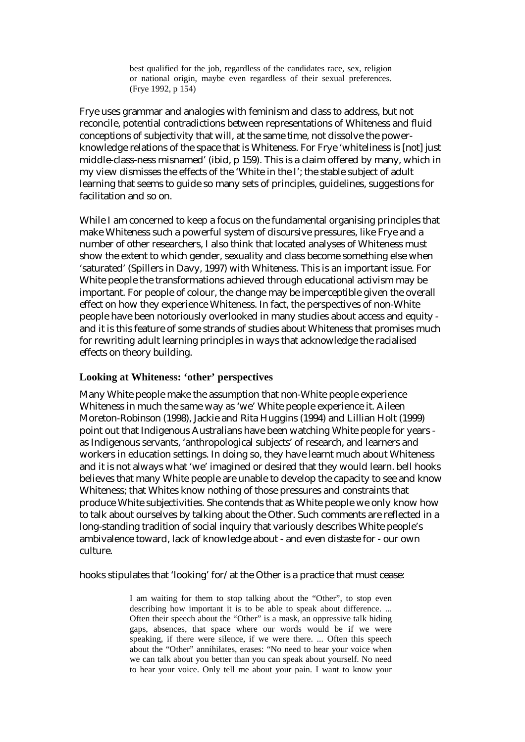> best qualified for the job, regardless of the candidates race, sex, religion or national origin, maybe even regardless of their sexual preferences. (Frye 1992, p 154)

Frye uses grammar and analogies with feminism and class to address, but not reconcile, potential contradictions between representations of Whiteness and fluid conceptions of subjectivity that will, at the same time, not dissolve the power-knowledge relations of the space that is Whiteness. For Frye 'whiteliness is [not] just middle-class-ness misnamed' (ibid, p 159). This is a claim offered by many, which in my view dismisses the effects of the 'White in the I'; the stable subject of adult learning that seems to guide so many sets of principles, guidelines, suggestions for facilitation and so on.

While I am concerned to keep a focus on the fundamental organising principles that make Whiteness such a powerful system of discursive pressures, like Frye and a number of other researchers, I also think that located analyses of Whiteness must show the extent to which gender, sexuality and class become something else when 'saturated' (Spillers in Davy, 1997) with Whiteness. This is an important issue. For White people the transformations achieved through educational activism may be important. For people of colour, the change may be imperceptible given the overall effect on how they experience Whiteness. In fact, the perspectives of non-White people have been notoriously overlooked in many studies about access and equity - and it is this feature of some strands of studies about Whiteness that promises much for rewriting adult learning principles in ways that acknowledge the racialised effects on theory building.

### Looking at Whiteness: 'other' perspectives

Many White people make the assumption that non-White people experience Whiteness in much the same way as 'we' White people experience it. Aileen Moreton-Robinson (1998), Jackie and Rita Huggins (1994) and Lillian Holt (1999) point out that Indigenous Australians have been watching White people for years - as Indigenous servants, 'anthropological subjects' of research, and learners and workers in education settings. In doing so, they have learnt much about Whiteness and it is not always what 'we' imagined or desired that they would learn. bell hooks believes that many White people are unable to develop the capacity to see and know Whiteness; that Whites know nothing of those pressures and constraints that produce White subjectivities. She contends that as White people we only know how to talk about ourselves by talking about the Other. Such comments are reflected in a long-standing tradition of social inquiry that variously describes White people's ambivalence toward, lack of knowledge about - and even distaste for - our own culture.

hooks stipulates that 'looking' for/at the Other is a practice that must cease:

> I am waiting for them to stop talking about the "Other", to stop even describing how important it is to be able to speak about difference. ... Often their speech about the "Other" is a mask, an oppressive talk hiding gaps, absences, that space where our words would be if we were speaking, if there were silence, if we were there. ... Often this speech about the "Other" annihilates, erases: "No need to hear your voice when we can talk about you better than you can speak about yourself. No need to hear your voice. Only tell me about your pain. I want to know your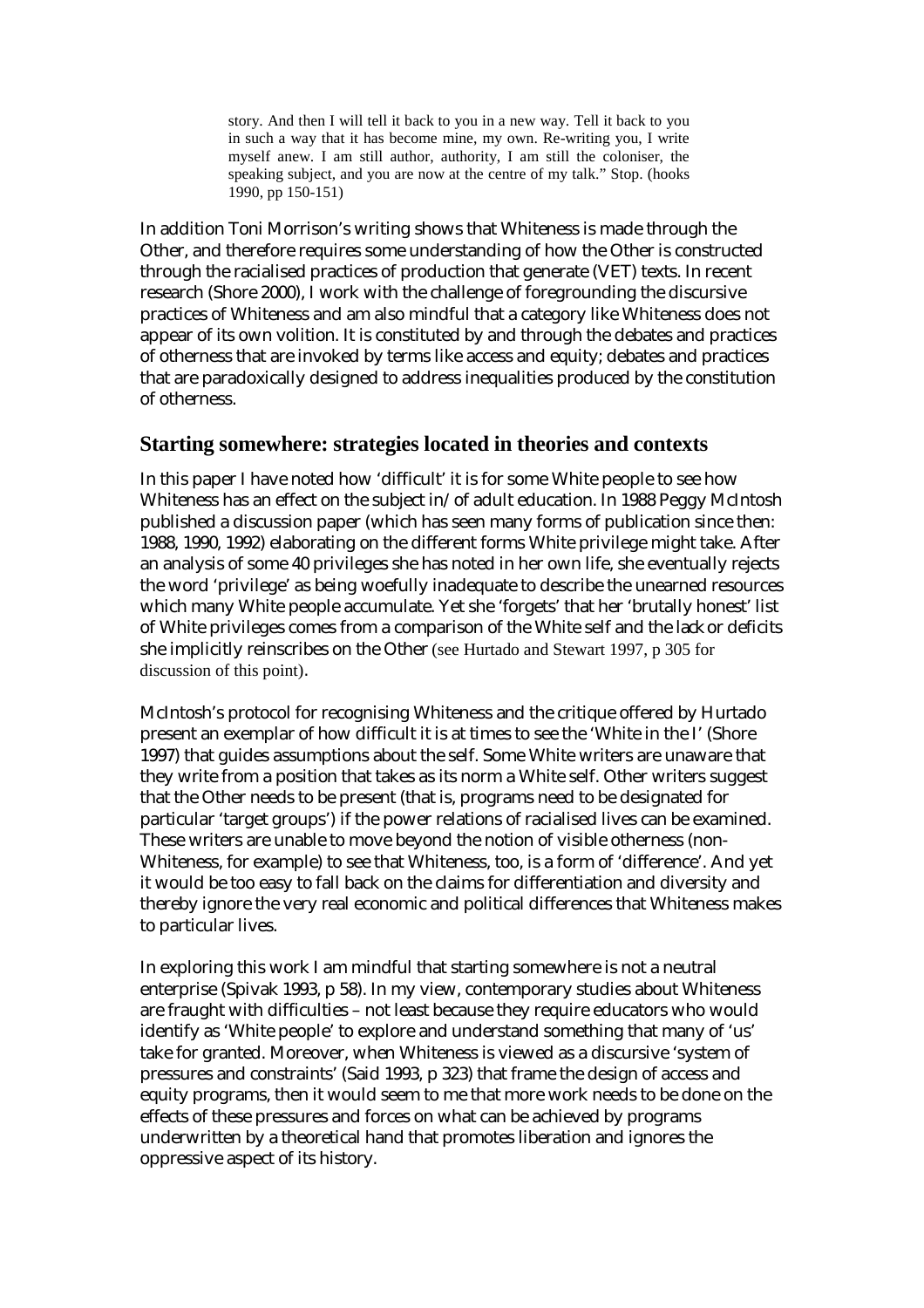> story. And then I will tell it back to you in a new way. Tell it back to you in such a way that it has become mine, my own. Re-writing you, I write myself anew. I am still author, authority, I am still the coloniser, the speaking subject, and you are now at the centre of my talk." Stop. (hooks 1990, pp 150-151)

In addition Toni Morrison's writing shows that Whiteness is made through the Other, and therefore requires some understanding of how the Other is constructed through the racialised practices of production that generate (VET) texts. In recent research (Shore 2000), I work with the challenge of foregrounding the discursive practices of Whiteness and am also mindful that a category like Whiteness does not appear of its own volition. It is constituted by and through the debates and practices of otherness that are invoked by terms like access and equity; debates and practices that are paradoxically designed to address inequalities produced by the constitution of otherness.

## Starting somewhere: strategies located in theories and contexts

In this paper I have noted how 'difficult' it is for some White people to see how Whiteness has an effect on the subject in/of adult education. In 1988 Peggy McIntosh published a discussion paper (which has seen many forms of publication since then: 1988, 1990, 1992) elaborating on the different forms White privilege might take. After an analysis of some 40 privileges she has noted in her own life, she eventually rejects the word 'privilege' as being woefully inadequate to describe the unearned resources which many White people accumulate. Yet she 'forgets' that her 'brutally honest' list of White privileges comes from a comparison of the White self and the lack or deficits she implicitly reinscribes on the Other (see Hurtado and Stewart 1997, p 305 for discussion of this point).

McIntosh's protocol for recognising Whiteness and the critique offered by Hurtado present an exemplar of how difficult it is at times to see the 'White in the I' (Shore 1997) that guides assumptions about the self. Some White writers are unaware that they write from a position that takes as its norm a White self. Other writers suggest that the Other needs to be present (that is, programs need to be designated for particular 'target groups') if the power relations of racialised lives can be examined. These writers are unable to move beyond the notion of visible otherness (non-Whiteness, for example) to see that Whiteness, too, is a form of 'difference'. And yet it would be too easy to fall back on the claims for differentiation and diversity and thereby ignore the very real economic and political differences that Whiteness makes to particular lives.

In exploring this work I am mindful that starting somewhere is not a neutral enterprise (Spivak 1993, p 58). In my view, contemporary studies about Whiteness are fraught with difficulties – not least because they require educators who would identify as 'White people' to explore and understand something that many of 'us' take for granted. Moreover, when Whiteness is viewed as a discursive 'system of pressures and constraints' (Said 1993, p 323) that frame the design of access and equity programs, then it would seem to me that more work needs to be done on the effects of these pressures and forces on what can be achieved by programs underwritten by a theoretical hand that promotes liberation and ignores the oppressive aspect of its history.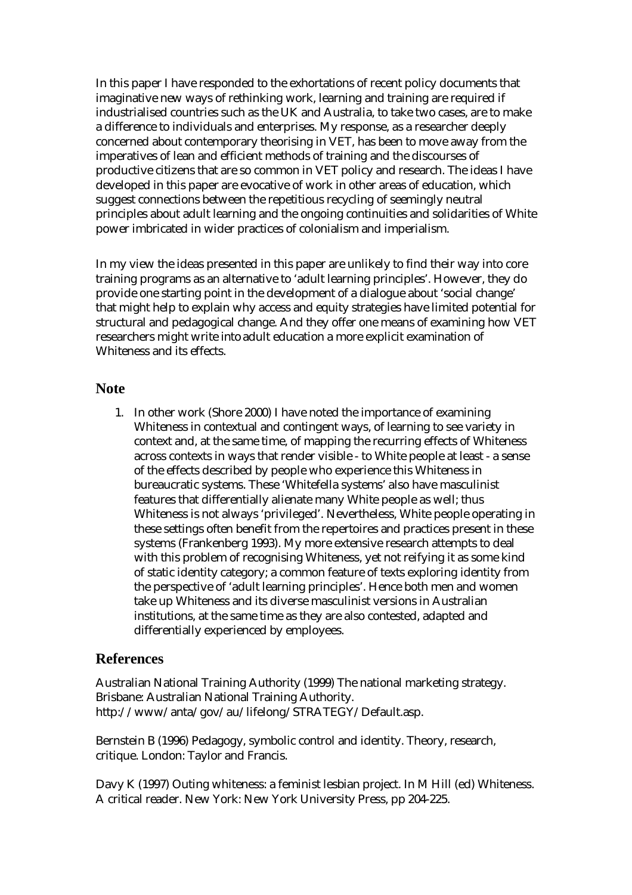In this paper I have responded to the exhortations of recent policy documents that imaginative new ways of rethinking work, learning and training are required if industrialised countries such as the UK and Australia, to take two cases, are to make a difference to individuals and enterprises. My response, as a researcher deeply concerned about contemporary theorising in VET, has been to move away from the imperatives of lean and efficient methods of training and the discourses of productive citizens that are so common in VET policy and research. The ideas I have developed in this paper are evocative of work in other areas of education, which suggest connections between the repetitious recycling of seemingly neutral principles about adult learning and the ongoing continuities and solidarities of White power imbricated in wider practices of colonialism and imperialism.

In my view the ideas presented in this paper are unlikely to find their way into core training programs as an alternative to 'adult learning principles'. However, they do provide one starting point in the development of a dialogue about 'social change' that might help to explain why access and equity strategies have limited potential for structural and pedagogical change. And they offer one means of examining how VET researchers might write into adult education a more explicit examination of Whiteness and its effects.

## Note

1. In other work (Shore 2000) I have noted the importance of examining Whiteness in contextual and contingent ways, of learning to see variety in context and, at the same time, of mapping the recurring effects of Whiteness across contexts in ways that render visible - to White people at least - a sense of the effects described by people who experience this Whiteness in bureaucratic systems. These 'Whitefella systems' also have masculinist features that differentially alienate many White people as well; thus Whiteness is not always 'privileged'. Nevertheless, White people operating in these settings often benefit from the repertoires and practices present in these systems (Frankenberg 1993). My more extensive research attempts to deal with this problem of recognising Whiteness, yet not reifying it as some kind of static identity category; a common feature of texts exploring identity from the perspective of 'adult learning principles'. Hence both men and women take up Whiteness and its diverse masculinist versions in Australian institutions, at the same time as they are also contested, adapted and differentially experienced by employees.

## References

Australian National Training Authority (1999) The national marketing strategy. Brisbane: Australian National Training Authority. http://www/anta/gov/au/lifelong/STRATEGY/Default.asp.

Bernstein B (1996) Pedagogy, symbolic control and identity. Theory, research, critique. London: Taylor and Francis.

Davy K (1997) Outing whiteness: a feminist lesbian project. In M Hill (ed) Whiteness. A critical reader. New York: New York University Press, pp 204-225.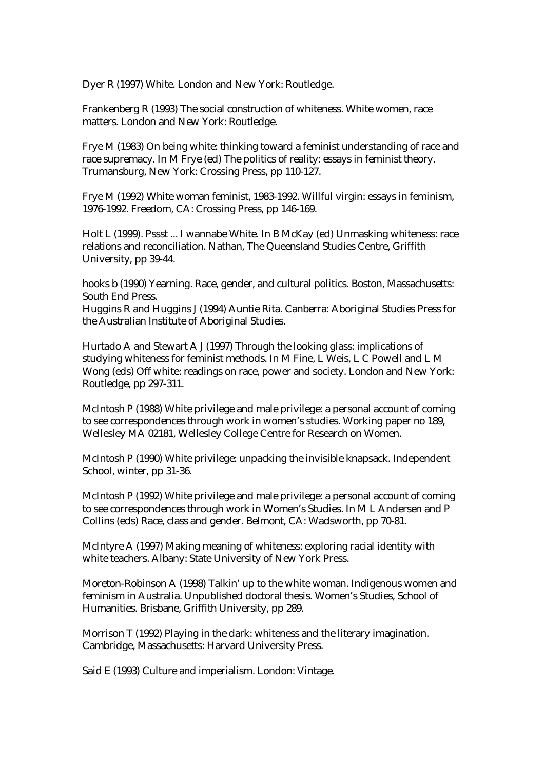Dyer R (1997) White. London and New York: Routledge.

Frankenberg R (1993) The social construction of whiteness. White women, race matters. London and New York: Routledge.

Frye M (1983) On being white: thinking toward a feminist understanding of race and race supremacy. In M Frye (ed) The politics of reality: essays in feminist theory. Trumansburg, New York: Crossing Press, pp 110-127.

Frye M (1992) White woman feminist, 1983-1992. Willful virgin: essays in feminism, 1976-1992. Freedom, CA: Crossing Press, pp 146-169.

Holt L (1999). Pssst ... I wannabe White. In B McKay (ed) Unmasking whiteness: race relations and reconciliation. Nathan, The Queensland Studies Centre, Griffith University, pp 39-44.

hooks b (1990) Yearning. Race, gender, and cultural politics. Boston, Massachusetts: South End Press.
Huggins R and Huggins J (1994) Auntie Rita. Canberra: Aboriginal Studies Press for the Australian Institute of Aboriginal Studies.

Hurtado A and Stewart A J (1997) Through the looking glass: implications of studying whiteness for feminist methods. In M Fine, L Weis, L C Powell and L M Wong (eds) Off white: readings on race, power and society. London and New York: Routledge, pp 297-311.

McIntosh P (1988) White privilege and male privilege: a personal account of coming to see correspondences through work in women's studies. Working paper no 189, Wellesley MA 02181, Wellesley College Centre for Research on Women.

McIntosh P (1990) White privilege: unpacking the invisible knapsack. Independent School, winter, pp 31-36.

McIntosh P (1992) White privilege and male privilege: a personal account of coming to see correspondences through work in Women's Studies. In M L Andersen and P Collins (eds) Race, class and gender. Belmont, CA: Wadsworth, pp 70-81.

McIntyre A (1997) Making meaning of whiteness: exploring racial identity with white teachers. Albany: State University of New York Press.

Moreton-Robinson A (1998) Talkin' up to the white woman. Indigenous women and feminism in Australia. Unpublished doctoral thesis. Women's Studies, School of Humanities. Brisbane, Griffith University, pp 289.

Morrison T (1992) Playing in the dark: whiteness and the literary imagination. Cambridge, Massachusetts: Harvard University Press.

Said E (1993) Culture and imperialism. London: Vintage.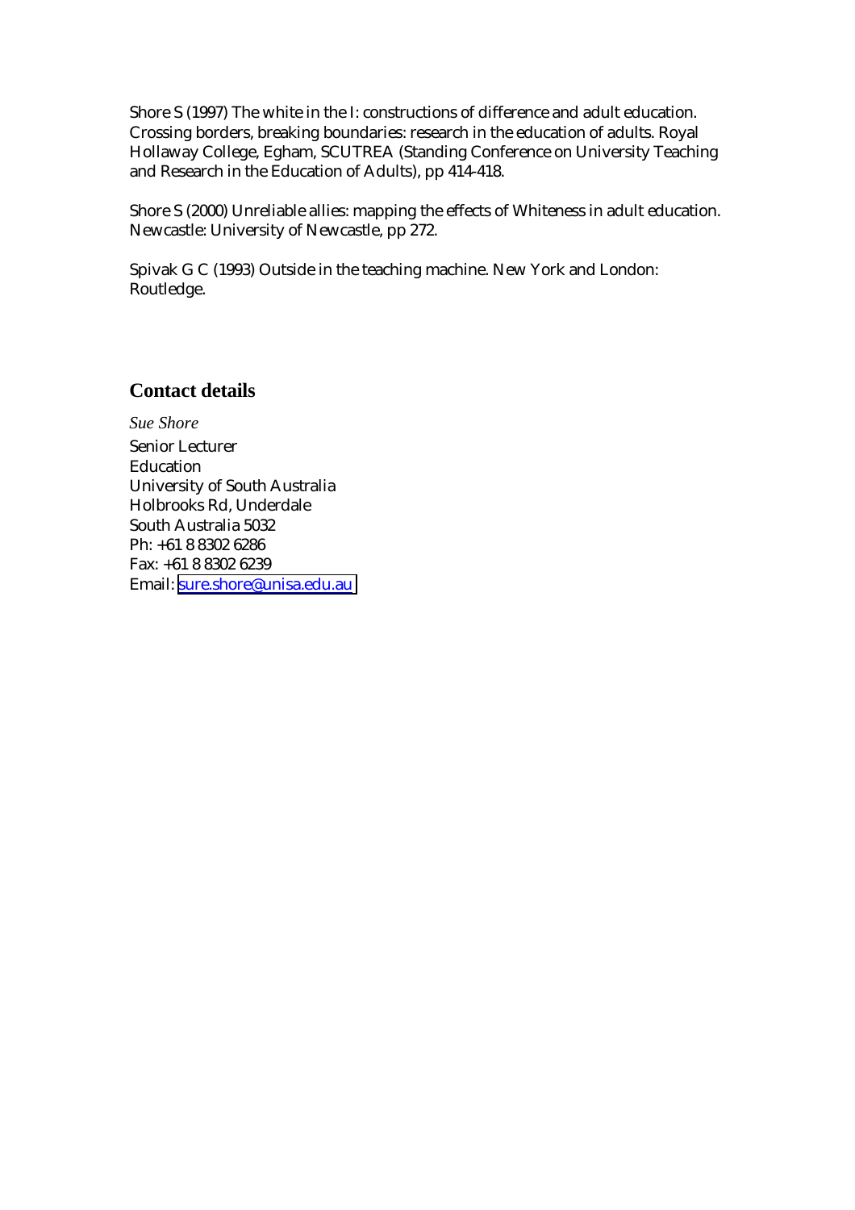Shore S (1997) The white in the I: constructions of difference and adult education. Crossing borders, breaking boundaries: research in the education of adults. Royal Hollaway College, Egham, SCUTREA (Standing Conference on University Teaching and Research in the Education of Adults), pp 414-418.

Shore S (2000) Unreliable allies: mapping the effects of Whiteness in adult education. Newcastle: University of Newcastle, pp 272.

Spivak G C (1993) Outside in the teaching machine. New York and London: Routledge.

## Contact details

*Sue Shore*

Senior Lecturer
Education
University of South Australia
Holbrooks Rd, Underdale
South Australia 5032
Ph: +61 8 8302 6286
Fax: +61 8 8302 6239
Email: sure.shore@unisa.edu.au